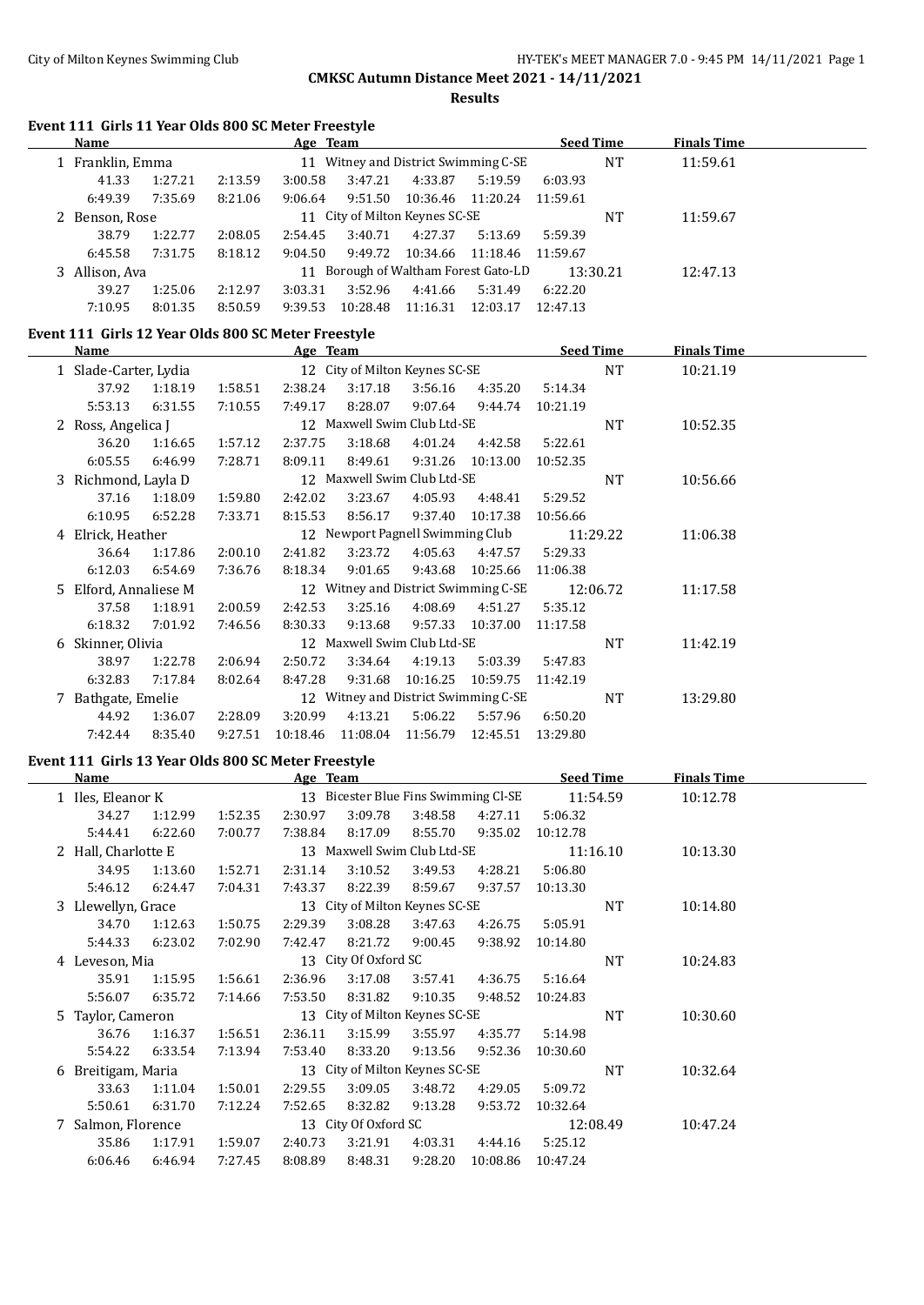# CMKSC Autumn Distance Meet 2021 - 14/11/2021

## Results

### Event 111 Girls 11 Year Olds 800 SC Meter Freestyle

| | Name | Age | Team | Seed Time | Finals Time |
|---|---|---|---|---|---|
| 1 | Franklin, Emma | 11 | Witney and District Swimming C-SE | NT | 11:59.61 |
| | 41.33, 1:27.21, 2:13.59, 3:00.58, 3:47.21, 4:33.87, 5:19.59, 6:03.93, 6:49.39, 7:35.69, 8:21.06, 9:06.64, 9:51.50, 10:36.46, 11:20.24, 11:59.61 | | | | |
| 2 | Benson, Rose | 11 | City of Milton Keynes SC-SE | NT | 11:59.67 |
| | 38.79, 1:22.77, 2:08.05, 2:54.45, 3:40.71, 4:27.37, 5:13.69, 5:59.39, 6:45.58, 7:31.75, 8:18.12, 9:04.50, 9:49.72, 10:34.66, 11:18.46, 11:59.67 | | | | |
| 3 | Allison, Ava | 11 | Borough of Waltham Forest Gato-LD | 13:30.21 | 12:47.13 |
| | 39.27, 1:25.06, 2:12.97, 3:03.31, 3:52.96, 4:41.66, 5:31.49, 6:22.20, 7:10.95, 8:01.35, 8:50.59, 9:39.53, 10:28.48, 11:16.31, 12:03.17, 12:47.13 | | | | |

### Event 111 Girls 12 Year Olds 800 SC Meter Freestyle

| | Name | Age | Team | Seed Time | Finals Time |
|---|---|---|---|---|---|
| 1 | Slade-Carter, Lydia | 12 | City of Milton Keynes SC-SE | NT | 10:21.19 |
| | 37.92, 1:18.19, 1:58.51, 2:38.24, 3:17.18, 3:56.16, 4:35.20, 5:14.34, 5:53.13, 6:31.55, 7:10.55, 7:49.17, 8:28.07, 9:07.64, 9:44.74, 10:21.19 | | | | |
| 2 | Ross, Angelica J | 12 | Maxwell Swim Club Ltd-SE | NT | 10:52.35 |
| | 36.20, 1:16.65, 1:57.12, 2:37.75, 3:18.68, 4:01.24, 4:42.58, 5:22.61, 6:05.55, 6:46.99, 7:28.71, 8:09.11, 8:49.61, 9:31.26, 10:13.00, 10:52.35 | | | | |
| 3 | Richmond, Layla D | 12 | Maxwell Swim Club Ltd-SE | NT | 10:56.66 |
| | 37.16, 1:18.09, 1:59.80, 2:42.02, 3:23.67, 4:05.93, 4:48.41, 5:29.52, 6:10.95, 6:52.28, 7:33.71, 8:15.53, 8:56.17, 9:37.40, 10:17.38, 10:56.66 | | | | |
| 4 | Elrick, Heather | 12 | Newport Pagnell Swimming Club | 11:29.22 | 11:06.38 |
| | 36.64, 1:17.86, 2:00.10, 2:41.82, 3:23.72, 4:05.63, 4:47.57, 5:29.33, 6:12.03, 6:54.69, 7:36.76, 8:18.34, 9:01.65, 9:43.68, 10:25.66, 11:06.38 | | | | |
| 5 | Elford, Annaliese M | 12 | Witney and District Swimming C-SE | 12:06.72 | 11:17.58 |
| | 37.58, 1:18.91, 2:00.59, 2:42.53, 3:25.16, 4:08.69, 4:51.27, 5:35.12, 6:18.32, 7:01.92, 7:46.56, 8:30.33, 9:13.68, 9:57.33, 10:37.00, 11:17.58 | | | | |
| 6 | Skinner, Olivia | 12 | Maxwell Swim Club Ltd-SE | NT | 11:42.19 |
| | 38.97, 1:22.78, 2:06.94, 2:50.72, 3:34.64, 4:19.13, 5:03.39, 5:47.83, 6:32.83, 7:17.84, 8:02.64, 8:47.28, 9:31.68, 10:16.25, 10:59.75, 11:42.19 | | | | |
| 7 | Bathgate, Emelie | 12 | Witney and District Swimming C-SE | NT | 13:29.80 |
| | 44.92, 1:36.07, 2:28.09, 3:20.99, 4:13.21, 5:06.22, 5:57.96, 6:50.20, 7:42.44, 8:35.40, 9:27.51, 10:18.46, 11:08.04, 11:56.79, 12:45.51, 13:29.80 | | | | |

### Event 111 Girls 13 Year Olds 800 SC Meter Freestyle

| | Name | Age | Team | Seed Time | Finals Time |
|---|---|---|---|---|---|
| 1 | Iles, Eleanor K | 13 | Bicester Blue Fins Swimming Cl-SE | 11:54.59 | 10:12.78 |
| | 34.27, 1:12.99, 1:52.35, 2:30.97, 3:09.78, 3:48.58, 4:27.11, 5:06.32, 5:44.41, 6:22.60, 7:00.77, 7:38.84, 8:17.09, 8:55.70, 9:35.02, 10:12.78 | | | | |
| 2 | Hall, Charlotte E | 13 | Maxwell Swim Club Ltd-SE | 11:16.10 | 10:13.30 |
| | 34.95, 1:13.60, 1:52.71, 2:31.14, 3:10.52, 3:49.53, 4:28.21, 5:06.80, 5:46.12, 6:24.47, 7:04.31, 7:43.37, 8:22.39, 8:59.67, 9:37.57, 10:13.30 | | | | |
| 3 | Llewellyn, Grace | 13 | City of Milton Keynes SC-SE | NT | 10:14.80 |
| | 34.70, 1:12.63, 1:50.75, 2:29.39, 3:08.28, 3:47.63, 4:26.75, 5:05.91, 5:44.33, 6:23.02, 7:02.90, 7:42.47, 8:21.72, 9:00.45, 9:38.92, 10:14.80 | | | | |
| 4 | Leveson, Mia | 13 | City Of Oxford SC | NT | 10:24.83 |
| | 35.91, 1:15.95, 1:56.61, 2:36.96, 3:17.08, 3:57.41, 4:36.75, 5:16.64, 5:56.07, 6:35.72, 7:14.66, 7:53.50, 8:31.82, 9:10.35, 9:48.52, 10:24.83 | | | | |
| 5 | Taylor, Cameron | 13 | City of Milton Keynes SC-SE | NT | 10:30.60 |
| | 36.76, 1:16.37, 1:56.51, 2:36.11, 3:15.99, 3:55.97, 4:35.77, 5:14.98, 5:54.22, 6:33.54, 7:13.94, 7:53.40, 8:33.20, 9:13.56, 9:52.36, 10:30.60 | | | | |
| 6 | Breitigam, Maria | 13 | City of Milton Keynes SC-SE | NT | 10:32.64 |
| | 33.63, 1:11.04, 1:50.01, 2:29.55, 3:09.05, 3:48.72, 4:29.05, 5:09.72, 5:50.61, 6:31.70, 7:12.24, 7:52.65, 8:32.82, 9:13.28, 9:53.72, 10:32.64 | | | | |
| 7 | Salmon, Florence | 13 | City Of Oxford SC | 12:08.49 | 10:47.24 |
| | 35.86, 1:17.91, 1:59.07, 2:40.73, 3:21.91, 4:03.31, 4:44.16, 5:25.12, 6:06.46, 6:46.94, 7:27.45, 8:08.89, 8:48.31, 9:28.20, 10:08.86, 10:47.24 | | | | |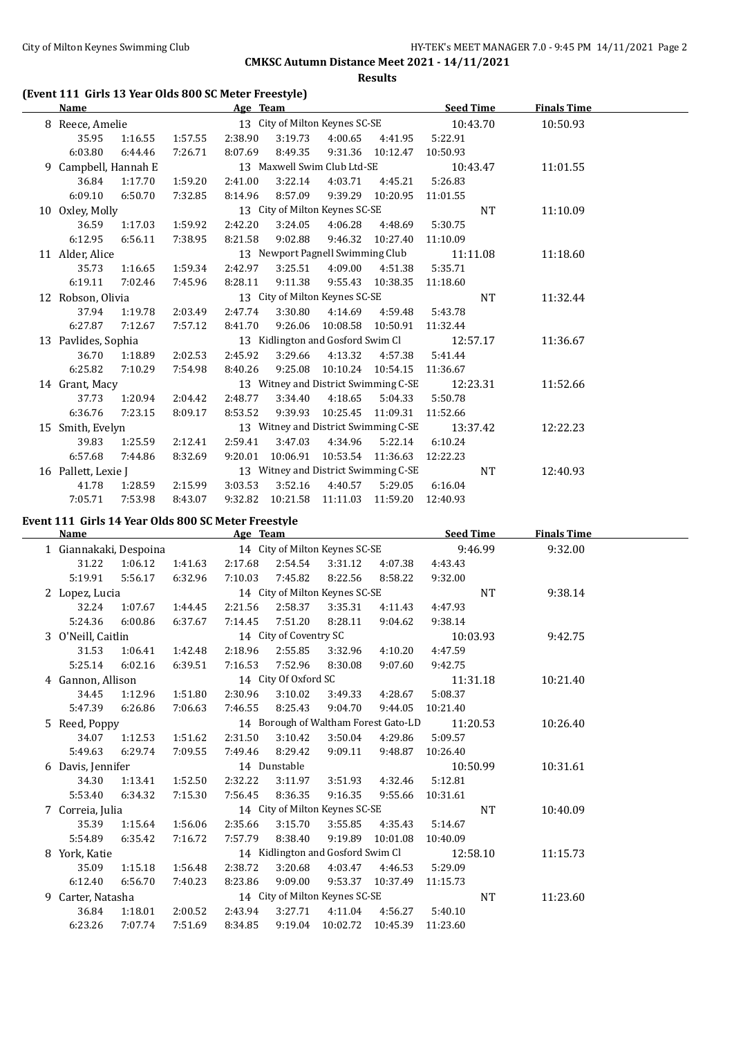**CMKSC Autumn Distance Meet 2021 - 14/11/2021**

**Results**

## (Event 111 Girls 13 Year Olds 800 SC Meter Freestyle)

| Name | | | Age | Team | | | Seed Time | Finals Time |
|---|---|---|---|---|---|---|---|---|
| 8 Reece, Amelie | | | 13 | City of Milton Keynes SC-SE | | | 10:43.70 | 10:50.93 |
| 35.95 | 1:16.55 | 1:57.55 | 2:38.90 | 3:19.73 | 4:00.65 | 4:41.95 | 5:22.91 | |
| 6:03.80 | 6:44.46 | 7:26.71 | 8:07.69 | 8:49.35 | 9:31.36 | 10:12.47 | 10:50.93 | |
| 9 Campbell, Hannah E | | | 13 | Maxwell Swim Club Ltd-SE | | | 10:43.47 | 11:01.55 |
| 36.84 | 1:17.70 | 1:59.20 | 2:41.00 | 3:22.14 | 4:03.71 | 4:45.21 | 5:26.83 | |
| 6:09.10 | 6:50.70 | 7:32.85 | 8:14.96 | 8:57.09 | 9:39.29 | 10:20.95 | 11:01.55 | |
| 10 Oxley, Molly | | | 13 | City of Milton Keynes SC-SE | | | NT | 11:10.09 |
| 36.59 | 1:17.03 | 1:59.92 | 2:42.20 | 3:24.05 | 4:06.28 | 4:48.69 | 5:30.75 | |
| 6:12.95 | 6:56.11 | 7:38.95 | 8:21.58 | 9:02.88 | 9:46.32 | 10:27.40 | 11:10.09 | |
| 11 Alder, Alice | | | 13 | Newport Pagnell Swimming Club | | | 11:11.08 | 11:18.60 |
| 35.73 | 1:16.65 | 1:59.34 | 2:42.97 | 3:25.51 | 4:09.00 | 4:51.38 | 5:35.71 | |
| 6:19.11 | 7:02.46 | 7:45.96 | 8:28.11 | 9:11.38 | 9:55.43 | 10:38.35 | 11:18.60 | |
| 12 Robson, Olivia | | | 13 | City of Milton Keynes SC-SE | | | NT | 11:32.44 |
| 37.94 | 1:19.78 | 2:03.49 | 2:47.74 | 3:30.80 | 4:14.69 | 4:59.48 | 5:43.78 | |
| 6:27.87 | 7:12.67 | 7:57.12 | 8:41.70 | 9:26.06 | 10:08.58 | 10:50.91 | 11:32.44 | |
| 13 Pavlides, Sophia | | | 13 | Kidlington and Gosford Swim Cl | | | 12:57.17 | 11:36.67 |
| 36.70 | 1:18.89 | 2:02.53 | 2:45.92 | 3:29.66 | 4:13.32 | 4:57.38 | 5:41.44 | |
| 6:25.82 | 7:10.29 | 7:54.98 | 8:40.26 | 9:25.08 | 10:10.24 | 10:54.15 | 11:36.67 | |
| 14 Grant, Macy | | | 13 | Witney and District Swimming C-SE | | | 12:23.31 | 11:52.66 |
| 37.73 | 1:20.94 | 2:04.42 | 2:48.77 | 3:34.40 | 4:18.65 | 5:04.33 | 5:50.78 | |
| 6:36.76 | 7:23.15 | 8:09.17 | 8:53.52 | 9:39.93 | 10:25.45 | 11:09.31 | 11:52.66 | |
| 15 Smith, Evelyn | | | 13 | Witney and District Swimming C-SE | | | 13:37.42 | 12:22.23 |
| 39.83 | 1:25.59 | 2:12.41 | 2:59.41 | 3:47.03 | 4:34.96 | 5:22.14 | 6:10.24 | |
| 6:57.68 | 7:44.86 | 8:32.69 | 9:20.01 | 10:06.91 | 10:53.54 | 11:36.63 | 12:22.23 | |
| 16 Pallett, Lexie J | | | 13 | Witney and District Swimming C-SE | | | NT | 12:40.93 |
| 41.78 | 1:28.59 | 2:15.99 | 3:03.53 | 3:52.16 | 4:40.57 | 5:29.05 | 6:16.04 | |
| 7:05.71 | 7:53.98 | 8:43.07 | 9:32.82 | 10:21.58 | 11:11.03 | 11:59.20 | 12:40.93 | |

## Event 111 Girls 14 Year Olds 800 SC Meter Freestyle

| Name | | | Age | Team | | | Seed Time | Finals Time |
|---|---|---|---|---|---|---|---|---|
| 1 Giannakaki, Despoina | | | 14 | City of Milton Keynes SC-SE | | | 9:46.99 | 9:32.00 |
| 31.22 | 1:06.12 | 1:41.63 | 2:17.68 | 2:54.54 | 3:31.12 | 4:07.38 | 4:43.43 | |
| 5:19.91 | 5:56.17 | 6:32.96 | 7:10.03 | 7:45.82 | 8:22.56 | 8:58.22 | 9:32.00 | |
| 2 Lopez, Lucia | | | 14 | City of Milton Keynes SC-SE | | | NT | 9:38.14 |
| 32.24 | 1:07.67 | 1:44.45 | 2:21.56 | 2:58.37 | 3:35.31 | 4:11.43 | 4:47.93 | |
| 5:24.36 | 6:00.86 | 6:37.67 | 7:14.45 | 7:51.20 | 8:28.11 | 9:04.62 | 9:38.14 | |
| 3 O'Neill, Caitlin | | | 14 | City of Coventry SC | | | 10:03.93 | 9:42.75 |
| 31.53 | 1:06.41 | 1:42.48 | 2:18.96 | 2:55.85 | 3:32.96 | 4:10.20 | 4:47.59 | |
| 5:25.14 | 6:02.16 | 6:39.51 | 7:16.53 | 7:52.96 | 8:30.08 | 9:07.60 | 9:42.75 | |
| 4 Gannon, Allison | | | 14 | City Of Oxford SC | | | 11:31.18 | 10:21.40 |
| 34.45 | 1:12.96 | 1:51.80 | 2:30.96 | 3:10.02 | 3:49.33 | 4:28.67 | 5:08.37 | |
| 5:47.39 | 6:26.86 | 7:06.63 | 7:46.55 | 8:25.43 | 9:04.70 | 9:44.05 | 10:21.40 | |
| 5 Reed, Poppy | | | 14 | Borough of Waltham Forest Gato-LD | | | 11:20.53 | 10:26.40 |
| 34.07 | 1:12.53 | 1:51.62 | 2:31.50 | 3:10.42 | 3:50.04 | 4:29.86 | 5:09.57 | |
| 5:49.63 | 6:29.74 | 7:09.55 | 7:49.46 | 8:29.42 | 9:09.11 | 9:48.87 | 10:26.40 | |
| 6 Davis, Jennifer | | | 14 | Dunstable | | | 10:50.99 | 10:31.61 |
| 34.30 | 1:13.41 | 1:52.50 | 2:32.22 | 3:11.97 | 3:51.93 | 4:32.46 | 5:12.81 | |
| 5:53.40 | 6:34.32 | 7:15.30 | 7:56.45 | 8:36.35 | 9:16.35 | 9:55.66 | 10:31.61 | |
| 7 Correia, Julia | | | 14 | City of Milton Keynes SC-SE | | | NT | 10:40.09 |
| 35.39 | 1:15.64 | 1:56.06 | 2:35.66 | 3:15.70 | 3:55.85 | 4:35.43 | 5:14.67 | |
| 5:54.89 | 6:35.42 | 7:16.72 | 7:57.79 | 8:38.40 | 9:19.89 | 10:01.08 | 10:40.09 | |
| 8 York, Katie | | | 14 | Kidlington and Gosford Swim Cl | | | 12:58.10 | 11:15.73 |
| 35.09 | 1:15.18 | 1:56.48 | 2:38.72 | 3:20.68 | 4:03.47 | 4:46.53 | 5:29.09 | |
| 6:12.40 | 6:56.70 | 7:40.23 | 8:23.86 | 9:09.00 | 9:53.37 | 10:37.49 | 11:15.73 | |
| 9 Carter, Natasha | | | 14 | City of Milton Keynes SC-SE | | | NT | 11:23.60 |
| 36.84 | 1:18.01 | 2:00.52 | 2:43.94 | 3:27.71 | 4:11.04 | 4:56.27 | 5:40.10 | |
| 6:23.26 | 7:07.74 | 7:51.69 | 8:34.85 | 9:19.04 | 10:02.72 | 10:45.39 | 11:23.60 | |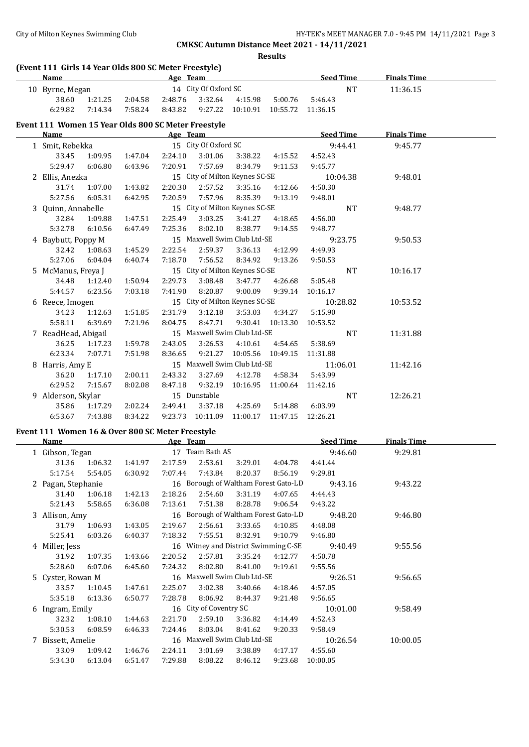**CMKSC Autumn Distance Meet 2021 - 14/11/2021**

**Results**

## (Event 111 Girls 14 Year Olds 800 SC Meter Freestyle)

| Name | Age | Team | Seed Time | Finals Time |
|---|---|---|---|---|
| 10 Byrne, Megan | 14 | City Of Oxford SC | NT | 11:36.15 |

38.60 1:21.25 2:04.58 2:48.76 3:32.64 4:15.98 5:00.76 5:46.43
6:29.82 7:14.34 7:58.24 8:43.82 9:27.22 10:10.91 10:55.72 11:36.15

## Event 111 Women 15 Year Olds 800 SC Meter Freestyle

| Name | Age | Team | Seed Time | Finals Time |
|---|---|---|---|---|
| 1 Smit, Rebekka | 15 | City Of Oxford SC | 9:44.41 | 9:45.77 |
| 2 Ellis, Anezka | 15 | City of Milton Keynes SC-SE | 10:04.38 | 9:48.01 |
| 3 Quinn, Annabelle | 15 | City of Milton Keynes SC-SE | NT | 9:48.77 |
| 4 Baybutt, Poppy M | 15 | Maxwell Swim Club Ltd-SE | 9:23.75 | 9:50.53 |
| 5 McManus, Freya J | 15 | City of Milton Keynes SC-SE | NT | 10:16.17 |
| 6 Reece, Imogen | 15 | City of Milton Keynes SC-SE | 10:28.82 | 10:53.52 |
| 7 ReadHead, Abigail | 15 | Maxwell Swim Club Ltd-SE | NT | 11:31.88 |
| 8 Harris, Amy E | 15 | Maxwell Swim Club Ltd-SE | 11:06.01 | 11:42.16 |
| 9 Alderson, Skylar | 15 | Dunstable | NT | 12:26.21 |

Splits:

1 Smit, Rebekka: 33.45 1:09.95 1:47.04 2:24.10 3:01.06 3:38.22 4:15.52 4:52.43 / 5:29.47 6:06.80 6:43.96 7:20.91 7:57.69 8:34.79 9:11.53 9:45.77

2 Ellis, Anezka: 31.74 1:07.00 1:43.82 2:20.30 2:57.52 3:35.16 4:12.66 4:50.30 / 5:27.56 6:05.31 6:42.95 7:20.59 7:57.96 8:35.39 9:13.19 9:48.01

3 Quinn, Annabelle: 32.84 1:09.88 1:47.51 2:25.49 3:03.25 3:41.27 4:18.65 4:56.00 / 5:32.78 6:10.56 6:47.49 7:25.36 8:02.10 8:38.77 9:14.55 9:48.77

4 Baybutt, Poppy M: 32.42 1:08.63 1:45.29 2:22.54 2:59.37 3:36.13 4:12.99 4:49.93 / 5:27.06 6:04.04 6:40.74 7:18.70 7:56.52 8:34.92 9:13.26 9:50.53

5 McManus, Freya J: 34.48 1:12.40 1:50.94 2:29.73 3:08.48 3:47.77 4:26.68 5:05.48 / 5:44.57 6:23.56 7:03.18 7:41.90 8:20.87 9:00.09 9:39.14 10:16.17

6 Reece, Imogen: 34.23 1:12.63 1:51.85 2:31.79 3:12.18 3:53.03 4:34.27 5:15.90 / 5:58.11 6:39.69 7:21.96 8:04.75 8:47.71 9:30.41 10:13.30 10:53.52

7 ReadHead, Abigail: 36.25 1:17.23 1:59.78 2:43.05 3:26.53 4:10.61 4:54.65 5:38.69 / 6:23.34 7:07.71 7:51.98 8:36.65 9:21.27 10:05.56 10:49.15 11:31.88

8 Harris, Amy E: 36.20 1:17.10 2:00.11 2:43.32 3:27.69 4:12.78 4:58.34 5:43.99 / 6:29.52 7:15.67 8:02.08 8:47.18 9:32.19 10:16.95 11:00.64 11:42.16

9 Alderson, Skylar: 35.86 1:17.29 2:02.24 2:49.41 3:37.18 4:25.69 5:14.88 6:03.99 / 6:53.67 7:43.88 8:34.22 9:23.73 10:11.09 11:00.17 11:47.15 12:26.21

## Event 111 Women 16 & Over 800 SC Meter Freestyle

| Name | Age | Team | Seed Time | Finals Time |
|---|---|---|---|---|
| 1 Gibson, Tegan | 17 | Team Bath AS | 9:46.60 | 9:29.81 |
| 2 Pagan, Stephanie | 16 | Borough of Waltham Forest Gato-LD | 9:43.16 | 9:43.22 |
| 3 Allison, Amy | 16 | Borough of Waltham Forest Gato-LD | 9:48.20 | 9:46.80 |
| 4 Miller, Jess | 16 | Witney and District Swimming C-SE | 9:40.49 | 9:55.56 |
| 5 Cyster, Rowan M | 16 | Maxwell Swim Club Ltd-SE | 9:26.51 | 9:56.65 |
| 6 Ingram, Emily | 16 | City of Coventry SC | 10:01.00 | 9:58.49 |
| 7 Bissett, Amelie | 16 | Maxwell Swim Club Ltd-SE | 10:26.54 | 10:00.05 |

Splits:

1 Gibson, Tegan: 31.36 1:06.32 1:41.97 2:17.59 2:53.61 3:29.01 4:04.78 4:41.44 / 5:17.54 5:54.05 6:30.92 7:07.44 7:43.84 8:20.37 8:56.19 9:29.81

2 Pagan, Stephanie: 31.40 1:06.18 1:42.13 2:18.26 2:54.60 3:31.19 4:07.65 4:44.43 / 5:21.43 5:58.65 6:36.08 7:13.61 7:51.38 8:28.78 9:06.54 9:43.22

3 Allison, Amy: 31.79 1:06.93 1:43.05 2:19.67 2:56.61 3:33.65 4:10.85 4:48.08 / 5:25.41 6:03.26 6:40.37 7:18.32 7:55.51 8:32.91 9:10.79 9:46.80

4 Miller, Jess: 31.92 1:07.35 1:43.66 2:20.52 2:57.81 3:35.24 4:12.77 4:50.78 / 5:28.60 6:07.06 6:45.60 7:24.32 8:02.80 8:41.00 9:19.61 9:55.56

5 Cyster, Rowan M: 33.57 1:10.45 1:47.61 2:25.07 3:02.38 3:40.66 4:18.46 4:57.05 / 5:35.18 6:13.36 6:50.77 7:28.78 8:06.92 8:44.37 9:21.48 9:56.65

6 Ingram, Emily: 32.32 1:08.10 1:44.63 2:21.70 2:59.10 3:36.82 4:14.49 4:52.43 / 5:30.53 6:08.59 6:46.33 7:24.46 8:03.04 8:41.62 9:20.33 9:58.49

7 Bissett, Amelie: 33.09 1:09.42 1:46.76 2:24.11 3:01.69 3:38.89 4:17.17 4:55.60 / 5:34.30 6:13.04 6:51.47 7:29.88 8:08.22 8:46.12 9:23.68 10:00.05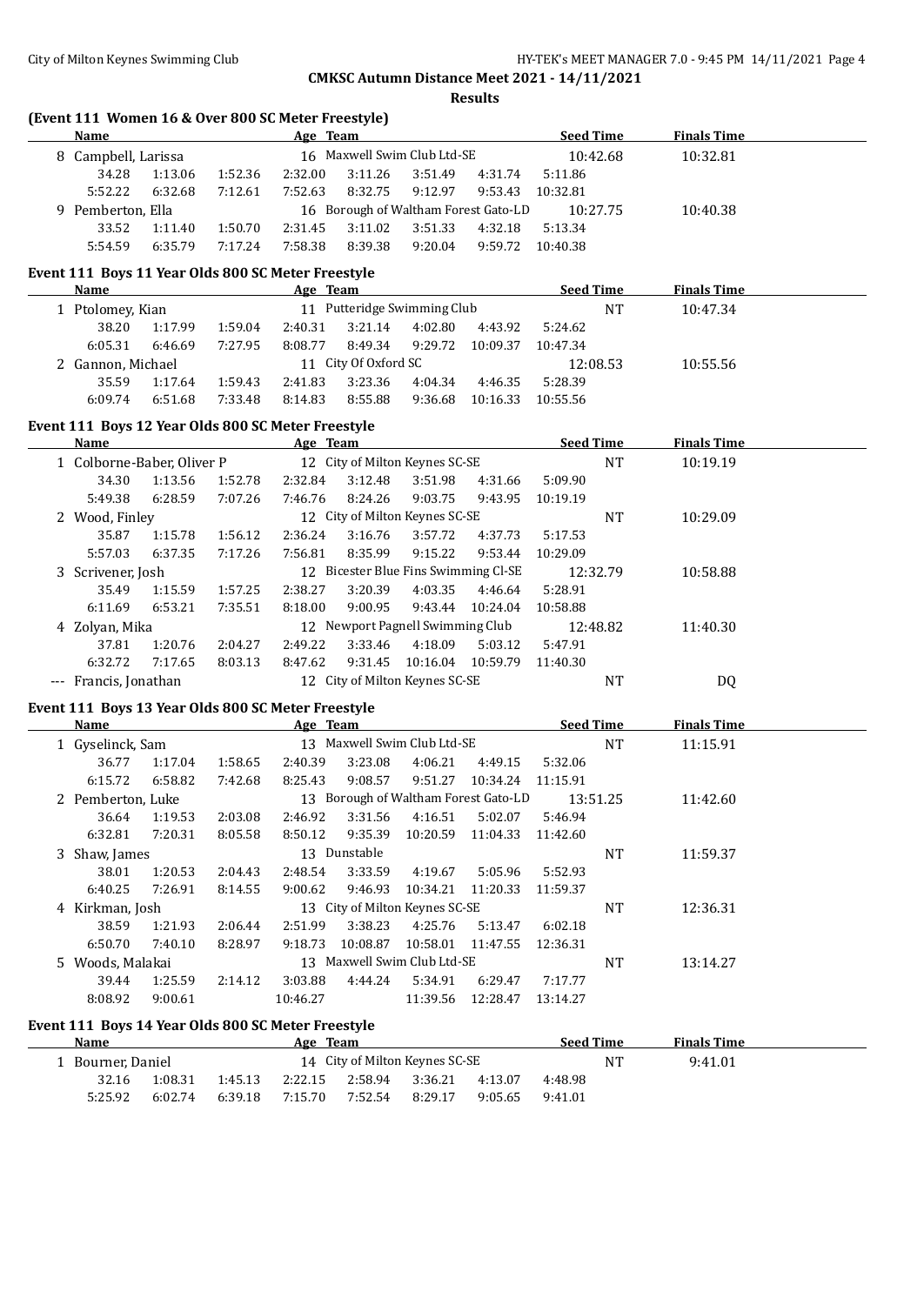**CMKSC Autumn Distance Meet 2021 - 14/11/2021**

**Results**

### (Event 111 Women 16 & Over 800 SC Meter Freestyle)

| | Name | | | Age | Team | | | Seed Time | Finals Time |
|---|---|---|---|---|---|---|---|---|---|
| 8 | Campbell, Larissa | | | 16 | Maxwell Swim Club Ltd-SE | | | 10:42.68 | 10:32.81 |
| | 34.28 | 1:13.06 | 1:52.36 | 2:32.00 | 3:11.26 | 3:51.49 | 4:31.74 | 5:11.86 | |
| | 5:52.22 | 6:32.68 | 7:12.61 | 7:52.63 | 8:32.75 | 9:12.97 | 9:53.43 | 10:32.81 | |
| 9 | Pemberton, Ella | | | 16 | Borough of Waltham Forest Gato-LD | | | 10:27.75 | 10:40.38 |
| | 33.52 | 1:11.40 | 1:50.70 | 2:31.45 | 3:11.02 | 3:51.33 | 4:32.18 | 5:13.34 | |
| | 5:54.59 | 6:35.79 | 7:17.24 | 7:58.38 | 8:39.38 | 9:20.04 | 9:59.72 | 10:40.38 | |

### Event 111 Boys 11 Year Olds 800 SC Meter Freestyle

| | Name | | | Age | Team | | | Seed Time | Finals Time |
|---|---|---|---|---|---|---|---|---|---|
| 1 | Ptolomey, Kian | | | 11 | Putteridge Swimming Club | | | NT | 10:47.34 |
| | 38.20 | 1:17.99 | 1:59.04 | 2:40.31 | 3:21.14 | 4:02.80 | 4:43.92 | 5:24.62 | |
| | 6:05.31 | 6:46.69 | 7:27.95 | 8:08.77 | 8:49.34 | 9:29.72 | 10:09.37 | 10:47.34 | |
| 2 | Gannon, Michael | | | 11 | City Of Oxford SC | | | 12:08.53 | 10:55.56 |
| | 35.59 | 1:17.64 | 1:59.43 | 2:41.83 | 3:23.36 | 4:04.34 | 4:46.35 | 5:28.39 | |
| | 6:09.74 | 6:51.68 | 7:33.48 | 8:14.83 | 8:55.88 | 9:36.68 | 10:16.33 | 10:55.56 | |

### Event 111 Boys 12 Year Olds 800 SC Meter Freestyle

| | Name | | | Age | Team | | | Seed Time | Finals Time |
|---|---|---|---|---|---|---|---|---|---|
| 1 | Colborne-Baber, Oliver P | | | 12 | City of Milton Keynes SC-SE | | | NT | 10:19.19 |
| | 34.30 | 1:13.56 | 1:52.78 | 2:32.84 | 3:12.48 | 3:51.98 | 4:31.66 | 5:09.90 | |
| | 5:49.38 | 6:28.59 | 7:07.26 | 7:46.76 | 8:24.26 | 9:03.75 | 9:43.95 | 10:19.19 | |
| 2 | Wood, Finley | | | 12 | City of Milton Keynes SC-SE | | | NT | 10:29.09 |
| | 35.87 | 1:15.78 | 1:56.12 | 2:36.24 | 3:16.76 | 3:57.72 | 4:37.73 | 5:17.53 | |
| | 5:57.03 | 6:37.35 | 7:17.26 | 7:56.81 | 8:35.99 | 9:15.22 | 9:53.44 | 10:29.09 | |
| 3 | Scrivener, Josh | | | 12 | Bicester Blue Fins Swimming Cl-SE | | | 12:32.79 | 10:58.88 |
| | 35.49 | 1:15.59 | 1:57.25 | 2:38.27 | 3:20.39 | 4:03.35 | 4:46.64 | 5:28.91 | |
| | 6:11.69 | 6:53.21 | 7:35.51 | 8:18.00 | 9:00.95 | 9:43.44 | 10:24.04 | 10:58.88 | |
| 4 | Zolyan, Mika | | | 12 | Newport Pagnell Swimming Club | | | 12:48.82 | 11:40.30 |
| | 37.81 | 1:20.76 | 2:04.27 | 2:49.22 | 3:33.46 | 4:18.09 | 5:03.12 | 5:47.91 | |
| | 6:32.72 | 7:17.65 | 8:03.13 | 8:47.62 | 9:31.45 | 10:16.04 | 10:59.79 | 11:40.30 | |
| --- | Francis, Jonathan | | | 12 | City of Milton Keynes SC-SE | | | NT | DQ |

### Event 111 Boys 13 Year Olds 800 SC Meter Freestyle

| | Name | | | Age | Team | | | Seed Time | Finals Time |
|---|---|---|---|---|---|---|---|---|---|
| 1 | Gyselinck, Sam | | | 13 | Maxwell Swim Club Ltd-SE | | | NT | 11:15.91 |
| | 36.77 | 1:17.04 | 1:58.65 | 2:40.39 | 3:23.08 | 4:06.21 | 4:49.15 | 5:32.06 | |
| | 6:15.72 | 6:58.82 | 7:42.68 | 8:25.43 | 9:08.57 | 9:51.27 | 10:34.24 | 11:15.91 | |
| 2 | Pemberton, Luke | | | 13 | Borough of Waltham Forest Gato-LD | | | 13:51.25 | 11:42.60 |
| | 36.64 | 1:19.53 | 2:03.08 | 2:46.92 | 3:31.56 | 4:16.51 | 5:02.07 | 5:46.94 | |
| | 6:32.81 | 7:20.31 | 8:05.58 | 8:50.12 | 9:35.39 | 10:20.59 | 11:04.33 | 11:42.60 | |
| 3 | Shaw, James | | | 13 | Dunstable | | | NT | 11:59.37 |
| | 38.01 | 1:20.53 | 2:04.43 | 2:48.54 | 3:33.59 | 4:19.67 | 5:05.96 | 5:52.93 | |
| | 6:40.25 | 7:26.91 | 8:14.55 | 9:00.62 | 9:46.93 | 10:34.21 | 11:20.33 | 11:59.37 | |
| 4 | Kirkman, Josh | | | 13 | City of Milton Keynes SC-SE | | | NT | 12:36.31 |
| | 38.59 | 1:21.93 | 2:06.44 | 2:51.99 | 3:38.23 | 4:25.76 | 5:13.47 | 6:02.18 | |
| | 6:50.70 | 7:40.10 | 8:28.97 | 9:18.73 | 10:08.87 | 10:58.01 | 11:47.55 | 12:36.31 | |
| 5 | Woods, Malakai | | | 13 | Maxwell Swim Club Ltd-SE | | | NT | 13:14.27 |
| | 39.44 | 1:25.59 | 2:14.12 | 3:03.88 | 4:44.24 | 5:34.91 | 6:29.47 | 7:17.77 | |
| | 8:08.92 | 9:00.61 | | 10:46.27 | | 11:39.56 | 12:28.47 | 13:14.27 | |

### Event 111 Boys 14 Year Olds 800 SC Meter Freestyle

| | Name | | | Age | Team | | | Seed Time | Finals Time |
|---|---|---|---|---|---|---|---|---|---|
| 1 | Bourner, Daniel | | | 14 | City of Milton Keynes SC-SE | | | NT | 9:41.01 |
| | 32.16 | 1:08.31 | 1:45.13 | 2:22.15 | 2:58.94 | 3:36.21 | 4:13.07 | 4:48.98 | |
| | 5:25.92 | 6:02.74 | 6:39.18 | 7:15.70 | 7:52.54 | 8:29.17 | 9:05.65 | 9:41.01 | |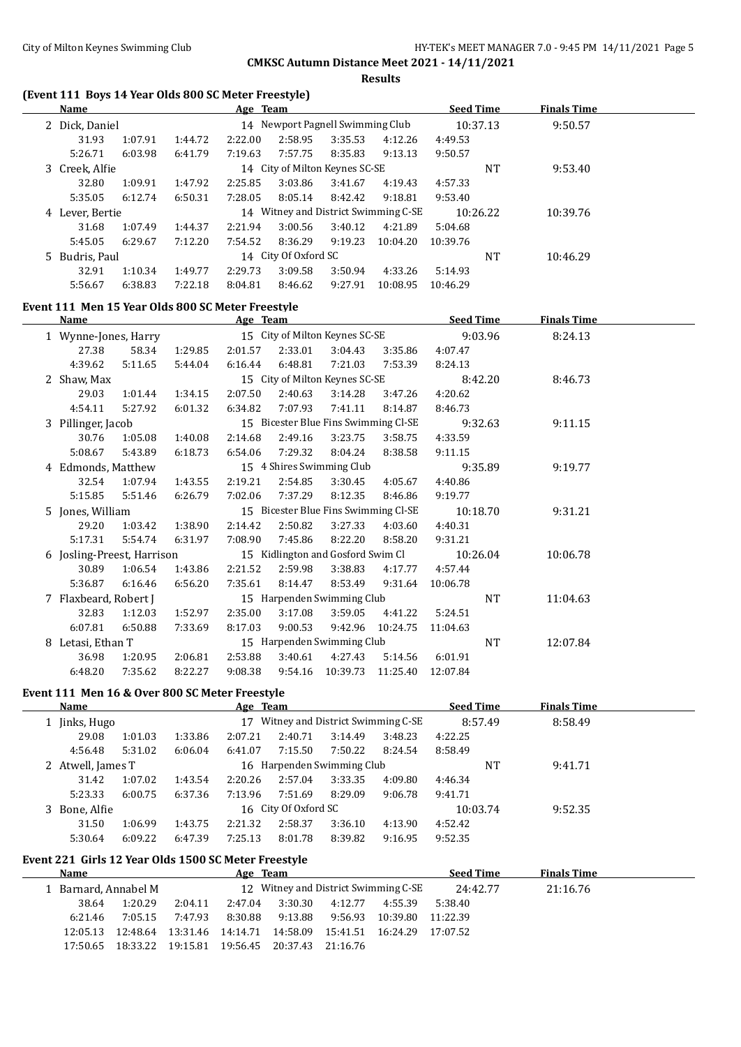## CMKSC Autumn Distance Meet 2021 - 14/11/2021

**Results**

### (Event 111 Boys 14 Year Olds 800 SC Meter Freestyle)

| Name | | Age | Team | | | | Seed Time | Finals Time |
|---|---|---|---|---|---|---|---|---|
| 2 Dick, Daniel | | 14 | Newport Pagnell Swimming Club | | | | 10:37.13 | 9:50.57 |
| 31.93 | 1:07.91 | 1:44.72 | 2:22.00 | 2:58.95 | 3:35.53 | 4:12.26 | 4:49.53 | |
| 5:26.71 | 6:03.98 | 6:41.79 | 7:19.63 | 7:57.75 | 8:35.83 | 9:13.13 | 9:50.57 | |
| 3 Creek, Alfie | | 14 | City of Milton Keynes SC-SE | | | | NT | 9:53.40 |
| 32.80 | 1:09.91 | 1:47.92 | 2:25.85 | 3:03.86 | 3:41.67 | 4:19.43 | 4:57.33 | |
| 5:35.05 | 6:12.74 | 6:50.31 | 7:28.05 | 8:05.14 | 8:42.42 | 9:18.81 | 9:53.40 | |
| 4 Lever, Bertie | | 14 | Witney and District Swimming C-SE | | | | 10:26.22 | 10:39.76 |
| 31.68 | 1:07.49 | 1:44.37 | 2:21.94 | 3:00.56 | 3:40.12 | 4:21.89 | 5:04.68 | |
| 5:45.05 | 6:29.67 | 7:12.20 | 7:54.52 | 8:36.29 | 9:19.23 | 10:04.20 | 10:39.76 | |
| 5 Budris, Paul | | 14 | City Of Oxford SC | | | | NT | 10:46.29 |
| 32.91 | 1:10.34 | 1:49.77 | 2:29.73 | 3:09.58 | 3:50.94 | 4:33.26 | 5:14.93 | |
| 5:56.67 | 6:38.83 | 7:22.18 | 8:04.81 | 8:46.62 | 9:27.91 | 10:08.95 | 10:46.29 | |

### Event 111 Men 15 Year Olds 800 SC Meter Freestyle

| Name | | Age | Team | | | | Seed Time | Finals Time |
|---|---|---|---|---|---|---|---|---|
| 1 Wynne-Jones, Harry | | 15 | City of Milton Keynes SC-SE | | | | 9:03.96 | 8:24.13 |
| 27.38 | 58.34 | 1:29.85 | 2:01.57 | 2:33.01 | 3:04.43 | 3:35.86 | 4:07.47 | |
| 4:39.62 | 5:11.65 | 5:44.04 | 6:16.44 | 6:48.81 | 7:21.03 | 7:53.39 | 8:24.13 | |
| 2 Shaw, Max | | 15 | City of Milton Keynes SC-SE | | | | 8:42.20 | 8:46.73 |
| 29.03 | 1:01.44 | 1:34.15 | 2:07.50 | 2:40.63 | 3:14.28 | 3:47.26 | 4:20.62 | |
| 4:54.11 | 5:27.92 | 6:01.32 | 6:34.82 | 7:07.93 | 7:41.11 | 8:14.87 | 8:46.73 | |
| 3 Pillinger, Jacob | | 15 | Bicester Blue Fins Swimming Cl-SE | | | | 9:32.63 | 9:11.15 |
| 30.76 | 1:05.08 | 1:40.08 | 2:14.68 | 2:49.16 | 3:23.75 | 3:58.75 | 4:33.59 | |
| 5:08.67 | 5:43.89 | 6:18.73 | 6:54.06 | 7:29.32 | 8:04.24 | 8:38.58 | 9:11.15 | |
| 4 Edmonds, Matthew | | 15 | 4 Shires Swimming Club | | | | 9:35.89 | 9:19.77 |
| 32.54 | 1:07.94 | 1:43.55 | 2:19.21 | 2:54.85 | 3:30.45 | 4:05.67 | 4:40.86 | |
| 5:15.85 | 5:51.46 | 6:26.79 | 7:02.06 | 7:37.29 | 8:12.35 | 8:46.86 | 9:19.77 | |
| 5 Jones, William | | 15 | Bicester Blue Fins Swimming Cl-SE | | | | 10:18.70 | 9:31.21 |
| 29.20 | 1:03.42 | 1:38.90 | 2:14.42 | 2:50.82 | 3:27.33 | 4:03.60 | 4:40.31 | |
| 5:17.31 | 5:54.74 | 6:31.97 | 7:08.90 | 7:45.86 | 8:22.20 | 8:58.20 | 9:31.21 | |
| 6 Josling-Preest, Harrison | | 15 | Kidlington and Gosford Swim Cl | | | | 10:26.04 | 10:06.78 |
| 30.89 | 1:06.54 | 1:43.86 | 2:21.52 | 2:59.98 | 3:38.83 | 4:17.77 | 4:57.44 | |
| 5:36.87 | 6:16.46 | 6:56.20 | 7:35.61 | 8:14.47 | 8:53.49 | 9:31.64 | 10:06.78 | |
| 7 Flaxbeard, Robert J | | 15 | Harpenden Swimming Club | | | | NT | 11:04.63 |
| 32.83 | 1:12.03 | 1:52.97 | 2:35.00 | 3:17.08 | 3:59.05 | 4:41.22 | 5:24.51 | |
| 6:07.81 | 6:50.88 | 7:33.69 | 8:17.03 | 9:00.53 | 9:42.96 | 10:24.75 | 11:04.63 | |
| 8 Letasi, Ethan T | | 15 | Harpenden Swimming Club | | | | NT | 12:07.84 |
| 36.98 | 1:20.95 | 2:06.81 | 2:53.88 | 3:40.61 | 4:27.43 | 5:14.56 | 6:01.91 | |
| 6:48.20 | 7:35.62 | 8:22.27 | 9:08.38 | 9:54.16 | 10:39.73 | 11:25.40 | 12:07.84 | |

### Event 111 Men 16 & Over 800 SC Meter Freestyle

| Name | | Age | Team | | | | Seed Time | Finals Time |
|---|---|---|---|---|---|---|---|---|
| 1 Jinks, Hugo | | 17 | Witney and District Swimming C-SE | | | | 8:57.49 | 8:58.49 |
| 29.08 | 1:01.03 | 1:33.86 | 2:07.21 | 2:40.71 | 3:14.49 | 3:48.23 | 4:22.25 | |
| 4:56.48 | 5:31.02 | 6:06.04 | 6:41.07 | 7:15.50 | 7:50.22 | 8:24.54 | 8:58.49 | |
| 2 Atwell, James T | | 16 | Harpenden Swimming Club | | | | NT | 9:41.71 |
| 31.42 | 1:07.02 | 1:43.54 | 2:20.26 | 2:57.04 | 3:33.35 | 4:09.80 | 4:46.34 | |
| 5:23.33 | 6:00.75 | 6:37.36 | 7:13.96 | 7:51.69 | 8:29.09 | 9:06.78 | 9:41.71 | |
| 3 Bone, Alfie | | 16 | City Of Oxford SC | | | | 10:03.74 | 9:52.35 |
| 31.50 | 1:06.99 | 1:43.75 | 2:21.32 | 2:58.37 | 3:36.10 | 4:13.90 | 4:52.42 | |
| 5:30.64 | 6:09.22 | 6:47.39 | 7:25.13 | 8:01.78 | 8:39.82 | 9:16.95 | 9:52.35 | |

### Event 221 Girls 12 Year Olds 1500 SC Meter Freestyle

| Name | | Age | Team | | | | Seed Time | Finals Time |
|---|---|---|---|---|---|---|---|---|
| 1 Barnard, Annabel M | | 12 | Witney and District Swimming C-SE | | | | 24:42.77 | 21:16.76 |
| 38.64 | 1:20.29 | 2:04.11 | 2:47.04 | 3:30.30 | 4:12.77 | 4:55.39 | 5:38.40 | |
| 6:21.46 | 7:05.15 | 7:47.93 | 8:30.88 | 9:13.88 | 9:56.93 | 10:39.80 | 11:22.39 | |
| 12:05.13 | 12:48.64 | 13:31.46 | 14:14.71 | 14:58.09 | 15:41.51 | 16:24.29 | 17:07.52 | |
| 17:50.65 | 18:33.22 | 19:15.81 | 19:56.45 | 20:37.43 | 21:16.76 | | | |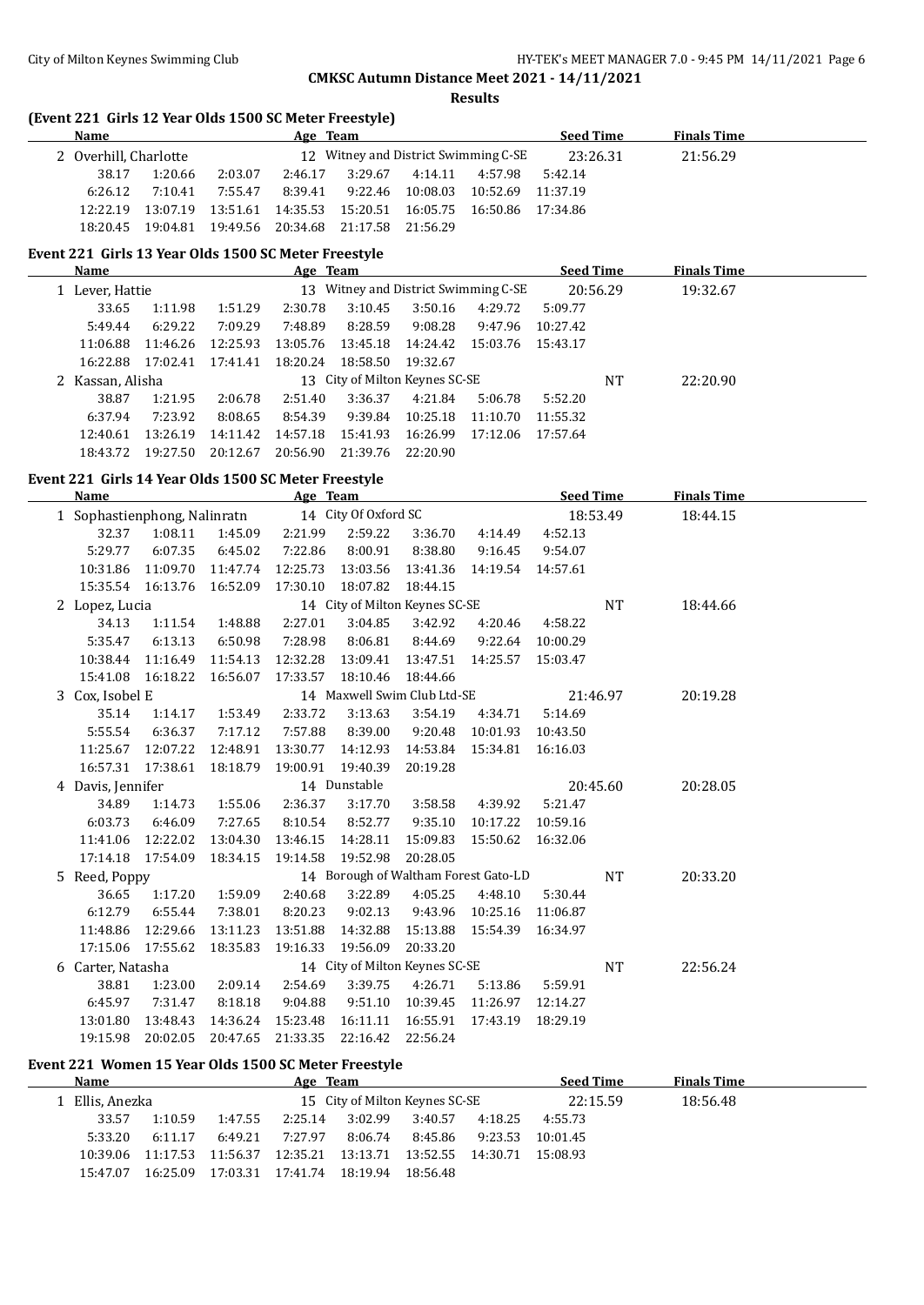**CMKSC Autumn Distance Meet 2021 - 14/11/2021**

**Results**

### (Event 221 Girls 12 Year Olds 1500 SC Meter Freestyle)

| Name | Age | Team | Seed Time | Finals Time |
|---|---|---|---|---|
| 2 Overhill, Charlotte | 12 | Witney and District Swimming C-SE | 23:26.31 | 21:56.29 |

38.17 1:20.66 2:03.07 2:46.17 3:29.67 4:14.11 4:57.98 5:42.14
6:26.12 7:10.41 7:55.47 8:39.41 9:22.46 10:08.03 10:52.69 11:37.19
12:22.19 13:07.19 13:51.61 14:35.53 15:20.51 16:05.75 16:50.86 17:34.86
18:20.45 19:04.81 19:49.56 20:34.68 21:17.58 21:56.29

### Event 221 Girls 13 Year Olds 1500 SC Meter Freestyle

| Name | Age | Team | Seed Time | Finals Time |
|---|---|---|---|---|
| 1 Lever, Hattie | 13 | Witney and District Swimming C-SE | 20:56.29 | 19:32.67 |

33.65 1:11.98 1:51.29 2:30.78 3:10.45 3:50.16 4:29.72 5:09.77
5:49.44 6:29.22 7:09.29 7:48.89 8:28.59 9:08.28 9:47.96 10:27.42
11:06.88 11:46.26 12:25.93 13:05.76 13:45.18 14:24.42 15:03.76 15:43.17
16:22.88 17:02.41 17:41.41 18:20.24 18:58.50 19:32.67

| Name | Age | Team | Seed Time | Finals Time |
|---|---|---|---|---|
| 2 Kassan, Alisha | 13 | City of Milton Keynes SC-SE | NT | 22:20.90 |

38.87 1:21.95 2:06.78 2:51.40 3:36.37 4:21.84 5:06.78 5:52.20
6:37.94 7:23.92 8:08.65 8:54.39 9:39.84 10:25.18 11:10.70 11:55.32
12:40.61 13:26.19 14:11.42 14:57.18 15:41.93 16:26.99 17:12.06 17:57.64
18:43.72 19:27.50 20:12.67 20:56.90 21:39.76 22:20.90

### Event 221 Girls 14 Year Olds 1500 SC Meter Freestyle

| Name | Age | Team | Seed Time | Finals Time |
|---|---|---|---|---|
| 1 Sophastienphong, Nalinratn | 14 | City Of Oxford SC | 18:53.49 | 18:44.15 |

32.37 1:08.11 1:45.09 2:21.99 2:59.22 3:36.70 4:14.49 4:52.13
5:29.77 6:07.35 6:45.02 7:22.86 8:00.91 8:38.80 9:16.45 9:54.07
10:31.86 11:09.70 11:47.74 12:25.73 13:03.56 13:41.36 14:19.54 14:57.61
15:35.54 16:13.76 16:52.09 17:30.10 18:07.82 18:44.15

| Name | Age | Team | Seed Time | Finals Time |
|---|---|---|---|---|
| 2 Lopez, Lucia | 14 | City of Milton Keynes SC-SE | NT | 18:44.66 |

34.13 1:11.54 1:48.88 2:27.01 3:04.85 3:42.92 4:20.46 4:58.22
5:35.47 6:13.13 6:50.98 7:28.98 8:06.81 8:44.69 9:22.64 10:00.29
10:38.44 11:16.49 11:54.13 12:32.28 13:09.41 13:47.51 14:25.57 15:03.47
15:41.08 16:18.22 16:56.07 17:33.57 18:10.46 18:44.66

| Name | Age | Team | Seed Time | Finals Time |
|---|---|---|---|---|
| 3 Cox, Isobel E | 14 | Maxwell Swim Club Ltd-SE | 21:46.97 | 20:19.28 |

35.14 1:14.17 1:53.49 2:33.72 3:13.63 3:54.19 4:34.71 5:14.69
5:55.54 6:36.37 7:17.12 7:57.88 8:39.00 9:20.48 10:01.93 10:43.50
11:25.67 12:07.22 12:48.91 13:30.77 14:12.93 14:53.84 15:34.81 16:16.03
16:57.31 17:38.61 18:18.79 19:00.91 19:40.39 20:19.28

| Name | Age | Team | Seed Time | Finals Time |
|---|---|---|---|---|
| 4 Davis, Jennifer | 14 | Dunstable | 20:45.60 | 20:28.05 |

34.89 1:14.73 1:55.06 2:36.37 3:17.70 3:58.58 4:39.92 5:21.47
6:03.73 6:46.09 7:27.65 8:10.54 8:52.77 9:35.10 10:17.22 10:59.16
11:41.06 12:22.02 13:04.30 13:46.15 14:28.11 15:09.83 15:50.62 16:32.06
17:14.18 17:54.09 18:34.15 19:14.58 19:52.98 20:28.05

| Name | Age | Team | Seed Time | Finals Time |
|---|---|---|---|---|
| 5 Reed, Poppy | 14 | Borough of Waltham Forest Gato-LD | NT | 20:33.20 |

36.65 1:17.20 1:59.09 2:40.68 3:22.89 4:05.25 4:48.10 5:30.44
6:12.79 6:55.44 7:38.01 8:20.23 9:02.13 9:43.96 10:25.16 11:06.87
11:48.86 12:29.66 13:11.23 13:51.88 14:32.88 15:13.88 15:54.39 16:34.97
17:15.06 17:55.62 18:35.83 19:16.33 19:56.09 20:33.20

| Name | Age | Team | Seed Time | Finals Time |
|---|---|---|---|---|
| 6 Carter, Natasha | 14 | City of Milton Keynes SC-SE | NT | 22:56.24 |

38.81 1:23.00 2:09.14 2:54.69 3:39.75 4:26.71 5:13.86 5:59.91
6:45.97 7:31.47 8:18.18 9:04.88 9:51.10 10:39.45 11:26.97 12:14.27
13:01.80 13:48.43 14:36.24 15:23.48 16:11.11 16:55.91 17:43.19 18:29.19
19:15.98 20:02.05 20:47.65 21:33.35 22:16.42 22:56.24

### Event 221 Women 15 Year Olds 1500 SC Meter Freestyle

| Name | Age | Team | Seed Time | Finals Time |
|---|---|---|---|---|
| 1 Ellis, Anezka | 15 | City of Milton Keynes SC-SE | 22:15.59 | 18:56.48 |

33.57 1:10.59 1:47.55 2:25.14 3:02.99 3:40.57 4:18.25 4:55.73
5:33.20 6:11.17 6:49.21 7:27.97 8:06.74 8:45.86 9:23.53 10:01.45
10:39.06 11:17.53 11:56.37 12:35.21 13:13.71 13:52.55 14:30.71 15:08.93
15:47.07 16:25.09 17:03.31 17:41.74 18:19.94 18:56.48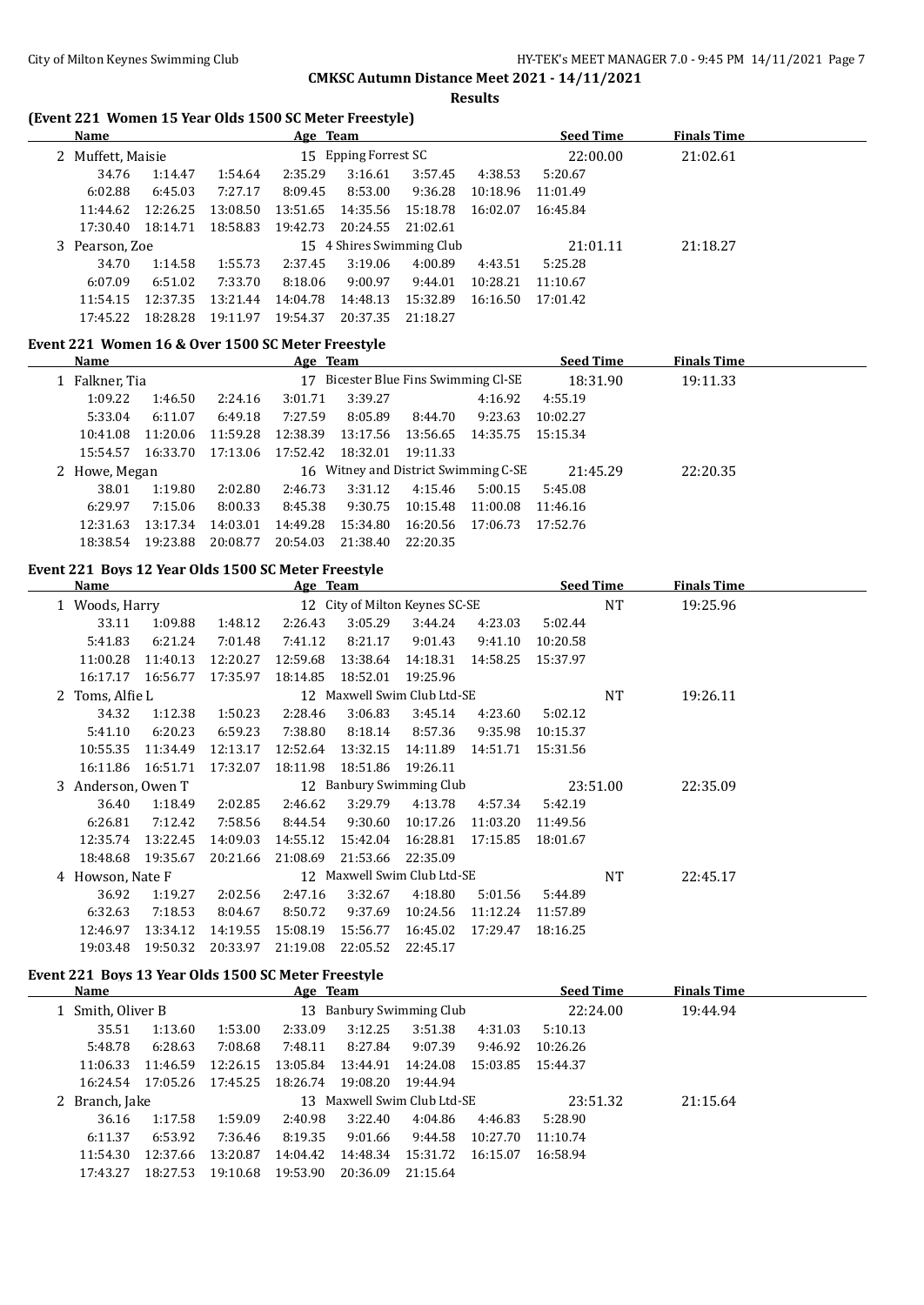**CMKSC Autumn Distance Meet 2021 - 14/11/2021**

**Results**

### (Event 221 Women 15 Year Olds 1500 SC Meter Freestyle)

| Name | | Age | Team | | | Seed Time | Finals Time |
|---|---|---|---|---|---|---|---|
| 2 Muffett, Maisie | | 15 | Epping Forrest SC | | | 22:00.00 | 21:02.61 |
| 34.76 | 1:14.47 | 1:54.64 | 2:35.29 | 3:16.61 | 3:57.45 | 4:38.53 | 5:20.67 |
| 6:02.88 | 6:45.03 | 7:27.17 | 8:09.45 | 8:53.00 | 9:36.28 | 10:18.96 | 11:01.49 |
| 11:44.62 | 12:26.25 | 13:08.50 | 13:51.65 | 14:35.56 | 15:18.78 | 16:02.07 | 16:45.84 |
| 17:30.40 | 18:14.71 | 18:58.83 | 19:42.73 | 20:24.55 | 21:02.61 | | |
| 3 Pearson, Zoe | | 15 | 4 Shires Swimming Club | | | 21:01.11 | 21:18.27 |
| 34.70 | 1:14.58 | 1:55.73 | 2:37.45 | 3:19.06 | 4:00.89 | 4:43.51 | 5:25.28 |
| 6:07.09 | 6:51.02 | 7:33.70 | 8:18.06 | 9:00.97 | 9:44.01 | 10:28.21 | 11:10.67 |
| 11:54.15 | 12:37.35 | 13:21.44 | 14:04.78 | 14:48.13 | 15:32.89 | 16:16.50 | 17:01.42 |
| 17:45.22 | 18:28.28 | 19:11.97 | 19:54.37 | 20:37.35 | 21:18.27 | | |

### Event 221 Women 16 & Over 1500 SC Meter Freestyle

| Name | | Age | Team | | | Seed Time | Finals Time |
|---|---|---|---|---|---|---|---|
| 1 Falkner, Tia | | 17 | Bicester Blue Fins Swimming Cl-SE | | | 18:31.90 | 19:11.33 |
| 1:09.22 | 1:46.50 | 2:24.16 | 3:01.71 | 3:39.27 | | 4:16.92 | 4:55.19 |
| 5:33.04 | 6:11.07 | 6:49.18 | 7:27.59 | 8:05.89 | 8:44.70 | 9:23.63 | 10:02.27 |
| 10:41.08 | 11:20.06 | 11:59.28 | 12:38.39 | 13:17.56 | 13:56.65 | 14:35.75 | 15:15.34 |
| 15:54.57 | 16:33.70 | 17:13.06 | 17:52.42 | 18:32.01 | 19:11.33 | | |
| 2 Howe, Megan | | 16 | Witney and District Swimming C-SE | | | 21:45.29 | 22:20.35 |
| 38.01 | 1:19.80 | 2:02.80 | 2:46.73 | 3:31.12 | 4:15.46 | 5:00.15 | 5:45.08 |
| 6:29.97 | 7:15.06 | 8:00.33 | 8:45.38 | 9:30.75 | 10:15.48 | 11:00.08 | 11:46.16 |
| 12:31.63 | 13:17.34 | 14:03.01 | 14:49.28 | 15:34.80 | 16:20.56 | 17:06.73 | 17:52.76 |
| 18:38.54 | 19:23.88 | 20:08.77 | 20:54.03 | 21:38.40 | 22:20.35 | | |

### Event 221 Boys 12 Year Olds 1500 SC Meter Freestyle

| Name | | Age | Team | | | Seed Time | Finals Time |
|---|---|---|---|---|---|---|---|
| 1 Woods, Harry | | 12 | City of Milton Keynes SC-SE | | | NT | 19:25.96 |
| 33.11 | 1:09.88 | 1:48.12 | 2:26.43 | 3:05.29 | 3:44.24 | 4:23.03 | 5:02.44 |
| 5:41.83 | 6:21.24 | 7:01.48 | 7:41.12 | 8:21.17 | 9:01.43 | 9:41.10 | 10:20.58 |
| 11:00.28 | 11:40.13 | 12:20.27 | 12:59.68 | 13:38.64 | 14:18.31 | 14:58.25 | 15:37.97 |
| 16:17.17 | 16:56.77 | 17:35.97 | 18:14.85 | 18:52.01 | 19:25.96 | | |
| 2 Toms, Alfie L | | 12 | Maxwell Swim Club Ltd-SE | | | NT | 19:26.11 |
| 34.32 | 1:12.38 | 1:50.23 | 2:28.46 | 3:06.83 | 3:45.14 | 4:23.60 | 5:02.12 |
| 5:41.10 | 6:20.23 | 6:59.23 | 7:38.80 | 8:18.14 | 8:57.36 | 9:35.98 | 10:15.37 |
| 10:55.35 | 11:34.49 | 12:13.17 | 12:52.64 | 13:32.15 | 14:11.89 | 14:51.71 | 15:31.56 |
| 16:11.86 | 16:51.71 | 17:32.07 | 18:11.98 | 18:51.86 | 19:26.11 | | |
| 3 Anderson, Owen T | | 12 | Banbury Swimming Club | | | 23:51.00 | 22:35.09 |
| 36.40 | 1:18.49 | 2:02.85 | 2:46.62 | 3:29.79 | 4:13.78 | 4:57.34 | 5:42.19 |
| 6:26.81 | 7:12.42 | 7:58.56 | 8:44.54 | 9:30.60 | 10:17.26 | 11:03.20 | 11:49.56 |
| 12:35.74 | 13:22.45 | 14:09.03 | 14:55.12 | 15:42.04 | 16:28.81 | 17:15.85 | 18:01.67 |
| 18:48.68 | 19:35.67 | 20:21.66 | 21:08.69 | 21:53.66 | 22:35.09 | | |
| 4 Howson, Nate F | | 12 | Maxwell Swim Club Ltd-SE | | | NT | 22:45.17 |
| 36.92 | 1:19.27 | 2:02.56 | 2:47.16 | 3:32.67 | 4:18.80 | 5:01.56 | 5:44.89 |
| 6:32.63 | 7:18.53 | 8:04.67 | 8:50.72 | 9:37.69 | 10:24.56 | 11:12.24 | 11:57.89 |
| 12:46.97 | 13:34.12 | 14:19.55 | 15:08.19 | 15:56.77 | 16:45.02 | 17:29.47 | 18:16.25 |
| 19:03.48 | 19:50.32 | 20:33.97 | 21:19.08 | 22:05.52 | 22:45.17 | | |

### Event 221 Boys 13 Year Olds 1500 SC Meter Freestyle

| Name | | Age | Team | | | Seed Time | Finals Time |
|---|---|---|---|---|---|---|---|
| 1 Smith, Oliver B | | 13 | Banbury Swimming Club | | | 22:24.00 | 19:44.94 |
| 35.51 | 1:13.60 | 1:53.00 | 2:33.09 | 3:12.25 | 3:51.38 | 4:31.03 | 5:10.13 |
| 5:48.78 | 6:28.63 | 7:08.68 | 7:48.11 | 8:27.84 | 9:07.39 | 9:46.92 | 10:26.26 |
| 11:06.33 | 11:46.59 | 12:26.15 | 13:05.84 | 13:44.91 | 14:24.08 | 15:03.85 | 15:44.37 |
| 16:24.54 | 17:05.26 | 17:45.25 | 18:26.74 | 19:08.20 | 19:44.94 | | |
| 2 Branch, Jake | | 13 | Maxwell Swim Club Ltd-SE | | | 23:51.32 | 21:15.64 |
| 36.16 | 1:17.58 | 1:59.09 | 2:40.98 | 3:22.40 | 4:04.86 | 4:46.83 | 5:28.90 |
| 6:11.37 | 6:53.92 | 7:36.46 | 8:19.35 | 9:01.66 | 9:44.58 | 10:27.70 | 11:10.74 |
| 11:54.30 | 12:37.66 | 13:20.87 | 14:04.42 | 14:48.34 | 15:31.72 | 16:15.07 | 16:58.94 |
| 17:43.27 | 18:27.53 | 19:10.68 | 19:53.90 | 20:36.09 | 21:15.64 | | |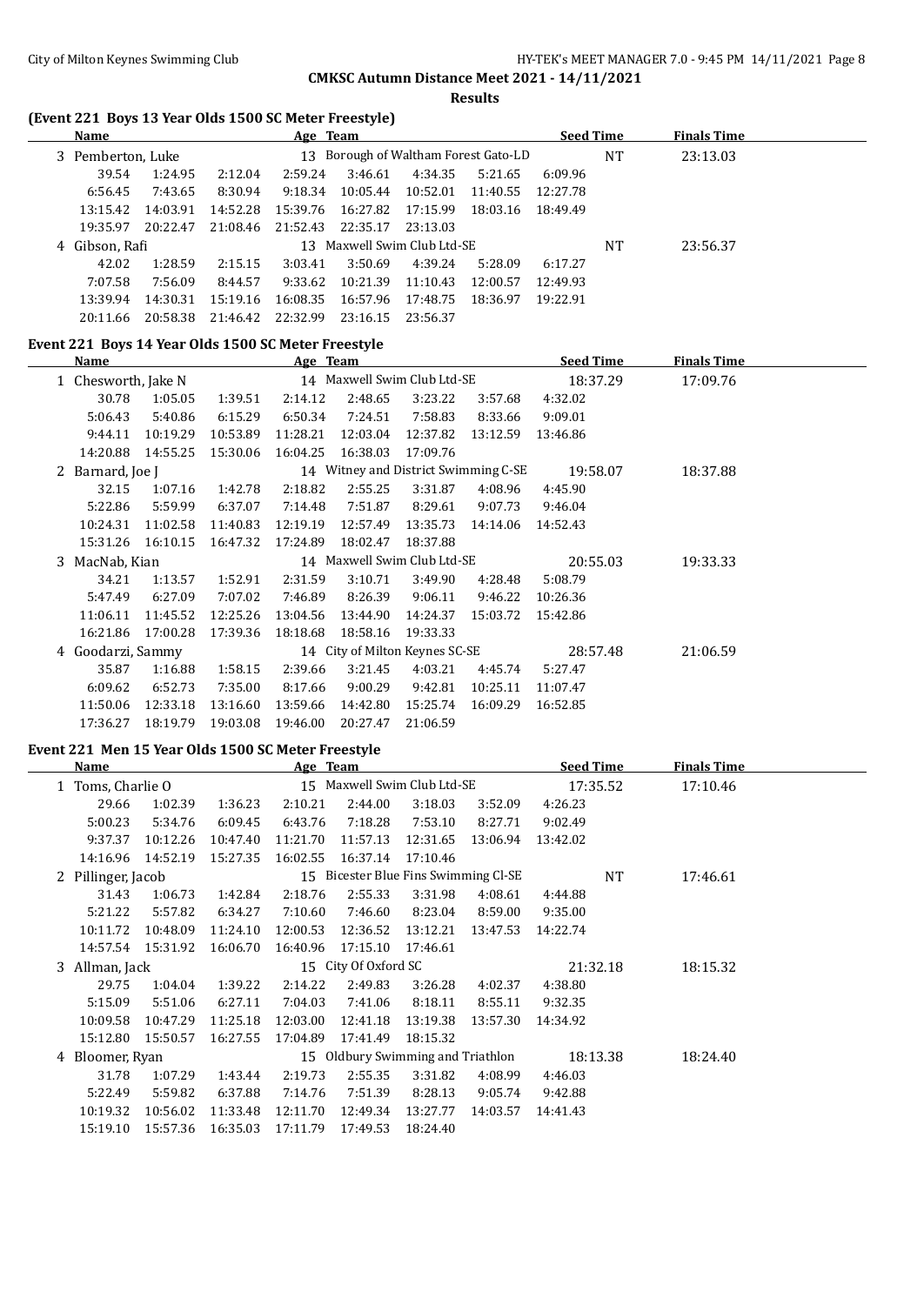## CMKSC Autumn Distance Meet 2021 - 14/11/2021

### Results

### (Event 221 Boys 13 Year Olds 1500 SC Meter Freestyle)

| | Name | Age | Team | Seed Time | Finals Time |
|---|---|---|---|---|---|
| 3 | Pemberton, Luke | 13 | Borough of Waltham Forest Gato-LD | NT | 23:13.03 |

| | | | | | | | |
|---|---|---|---|---|---|---|---|
| 39.54 | 1:24.95 | 2:12.04 | 2:59.24 | 3:46.61 | 4:34.35 | 5:21.65 | 6:09.96 |
| 6:56.45 | 7:43.65 | 8:30.94 | 9:18.34 | 10:05.44 | 10:52.01 | 11:40.55 | 12:27.78 |
| 13:15.42 | 14:03.91 | 14:52.28 | 15:39.76 | 16:27.82 | 17:15.99 | 18:03.16 | 18:49.49 |
| 19:35.97 | 20:22.47 | 21:08.46 | 21:52.43 | 22:35.17 | 23:13.03 | | |

| | Name | Age | Team | Seed Time | Finals Time |
|---|---|---|---|---|---|
| 4 | Gibson, Rafi | 13 | Maxwell Swim Club Ltd-SE | NT | 23:56.37 |

| | | | | | | | |
|---|---|---|---|---|---|---|---|
| 42.02 | 1:28.59 | 2:15.15 | 3:03.41 | 3:50.69 | 4:39.24 | 5:28.09 | 6:17.27 |
| 7:07.58 | 7:56.09 | 8:44.57 | 9:33.62 | 10:21.39 | 11:10.43 | 12:00.57 | 12:49.93 |
| 13:39.94 | 14:30.31 | 15:19.16 | 16:08.35 | 16:57.96 | 17:48.75 | 18:36.97 | 19:22.91 |
| 20:11.66 | 20:58.38 | 21:46.42 | 22:32.99 | 23:16.15 | 23:56.37 | | |

### Event 221 Boys 14 Year Olds 1500 SC Meter Freestyle

| | Name | Age | Team | Seed Time | Finals Time |
|---|---|---|---|---|---|
| 1 | Chesworth, Jake N | 14 | Maxwell Swim Club Ltd-SE | 18:37.29 | 17:09.76 |

| | | | | | | | |
|---|---|---|---|---|---|---|---|
| 30.78 | 1:05.05 | 1:39.51 | 2:14.12 | 2:48.65 | 3:23.22 | 3:57.68 | 4:32.02 |
| 5:06.43 | 5:40.86 | 6:15.29 | 6:50.34 | 7:24.51 | 7:58.83 | 8:33.66 | 9:09.01 |
| 9:44.11 | 10:19.29 | 10:53.89 | 11:28.21 | 12:03.04 | 12:37.82 | 13:12.59 | 13:46.86 |
| 14:20.88 | 14:55.25 | 15:30.06 | 16:04.25 | 16:38.03 | 17:09.76 | | |

| | Name | Age | Team | Seed Time | Finals Time |
|---|---|---|---|---|---|
| 2 | Barnard, Joe J | 14 | Witney and District Swimming C-SE | 19:58.07 | 18:37.88 |

| | | | | | | | |
|---|---|---|---|---|---|---|---|
| 32.15 | 1:07.16 | 1:42.78 | 2:18.82 | 2:55.25 | 3:31.87 | 4:08.96 | 4:45.90 |
| 5:22.86 | 5:59.99 | 6:37.07 | 7:14.48 | 7:51.87 | 8:29.61 | 9:07.73 | 9:46.04 |
| 10:24.31 | 11:02.58 | 11:40.83 | 12:19.19 | 12:57.49 | 13:35.73 | 14:14.06 | 14:52.43 |
| 15:31.26 | 16:10.15 | 16:47.32 | 17:24.89 | 18:02.47 | 18:37.88 | | |

| | Name | Age | Team | Seed Time | Finals Time |
|---|---|---|---|---|---|
| 3 | MacNab, Kian | 14 | Maxwell Swim Club Ltd-SE | 20:55.03 | 19:33.33 |

| | | | | | | | |
|---|---|---|---|---|---|---|---|
| 34.21 | 1:13.57 | 1:52.91 | 2:31.59 | 3:10.71 | 3:49.90 | 4:28.48 | 5:08.79 |
| 5:47.49 | 6:27.09 | 7:07.02 | 7:46.89 | 8:26.39 | 9:06.11 | 9:46.22 | 10:26.36 |
| 11:06.11 | 11:45.52 | 12:25.26 | 13:04.56 | 13:44.90 | 14:24.37 | 15:03.72 | 15:42.86 |
| 16:21.86 | 17:00.28 | 17:39.36 | 18:18.68 | 18:58.16 | 19:33.33 | | |

| | Name | Age | Team | Seed Time | Finals Time |
|---|---|---|---|---|---|
| 4 | Goodarzi, Sammy | 14 | City of Milton Keynes SC-SE | 28:57.48 | 21:06.59 |

| | | | | | | | |
|---|---|---|---|---|---|---|---|
| 35.87 | 1:16.88 | 1:58.15 | 2:39.66 | 3:21.45 | 4:03.21 | 4:45.74 | 5:27.47 |
| 6:09.62 | 6:52.73 | 7:35.00 | 8:17.66 | 9:00.29 | 9:42.81 | 10:25.11 | 11:07.47 |
| 11:50.06 | 12:33.18 | 13:16.60 | 13:59.66 | 14:42.80 | 15:25.74 | 16:09.29 | 16:52.85 |
| 17:36.27 | 18:19.79 | 19:03.08 | 19:46.00 | 20:27.47 | 21:06.59 | | |

### Event 221 Men 15 Year Olds 1500 SC Meter Freestyle

| | Name | Age | Team | Seed Time | Finals Time |
|---|---|---|---|---|---|
| 1 | Toms, Charlie O | 15 | Maxwell Swim Club Ltd-SE | 17:35.52 | 17:10.46 |

| | | | | | | | |
|---|---|---|---|---|---|---|---|
| 29.66 | 1:02.39 | 1:36.23 | 2:10.21 | 2:44.00 | 3:18.03 | 3:52.09 | 4:26.23 |
| 5:00.23 | 5:34.76 | 6:09.45 | 6:43.76 | 7:18.28 | 7:53.10 | 8:27.71 | 9:02.49 |
| 9:37.37 | 10:12.26 | 10:47.40 | 11:21.70 | 11:57.13 | 12:31.65 | 13:06.94 | 13:42.02 |
| 14:16.96 | 14:52.19 | 15:27.35 | 16:02.55 | 16:37.14 | 17:10.46 | | |

| | Name | Age | Team | Seed Time | Finals Time |
|---|---|---|---|---|---|
| 2 | Pillinger, Jacob | 15 | Bicester Blue Fins Swimming Cl-SE | NT | 17:46.61 |

| | | | | | | | |
|---|---|---|---|---|---|---|---|
| 31.43 | 1:06.73 | 1:42.84 | 2:18.76 | 2:55.33 | 3:31.98 | 4:08.61 | 4:44.88 |
| 5:21.22 | 5:57.82 | 6:34.27 | 7:10.60 | 7:46.60 | 8:23.04 | 8:59.00 | 9:35.00 |
| 10:11.72 | 10:48.09 | 11:24.10 | 12:00.53 | 12:36.52 | 13:12.21 | 13:47.53 | 14:22.74 |
| 14:57.54 | 15:31.92 | 16:06.70 | 16:40.96 | 17:15.10 | 17:46.61 | | |

| | Name | Age | Team | Seed Time | Finals Time |
|---|---|---|---|---|---|
| 3 | Allman, Jack | 15 | City Of Oxford SC | 21:32.18 | 18:15.32 |

| | | | | | | | |
|---|---|---|---|---|---|---|---|
| 29.75 | 1:04.04 | 1:39.22 | 2:14.22 | 2:49.83 | 3:26.28 | 4:02.37 | 4:38.80 |
| 5:15.09 | 5:51.06 | 6:27.11 | 7:04.03 | 7:41.06 | 8:18.11 | 8:55.11 | 9:32.35 |
| 10:09.58 | 10:47.29 | 11:25.18 | 12:03.00 | 12:41.18 | 13:19.38 | 13:57.30 | 14:34.92 |
| 15:12.80 | 15:50.57 | 16:27.55 | 17:04.89 | 17:41.49 | 18:15.32 | | |

| | Name | Age | Team | Seed Time | Finals Time |
|---|---|---|---|---|---|
| 4 | Bloomer, Ryan | 15 | Oldbury Swimming and Triathlon | 18:13.38 | 18:24.40 |

| | | | | | | | |
|---|---|---|---|---|---|---|---|
| 31.78 | 1:07.29 | 1:43.44 | 2:19.73 | 2:55.35 | 3:31.82 | 4:08.99 | 4:46.03 |
| 5:22.49 | 5:59.82 | 6:37.88 | 7:14.76 | 7:51.39 | 8:28.13 | 9:05.74 | 9:42.88 |
| 10:19.32 | 10:56.02 | 11:33.48 | 12:11.70 | 12:49.34 | 13:27.77 | 14:03.57 | 14:41.43 |
| 15:19.10 | 15:57.36 | 16:35.03 | 17:11.79 | 17:49.53 | 18:24.40 | | |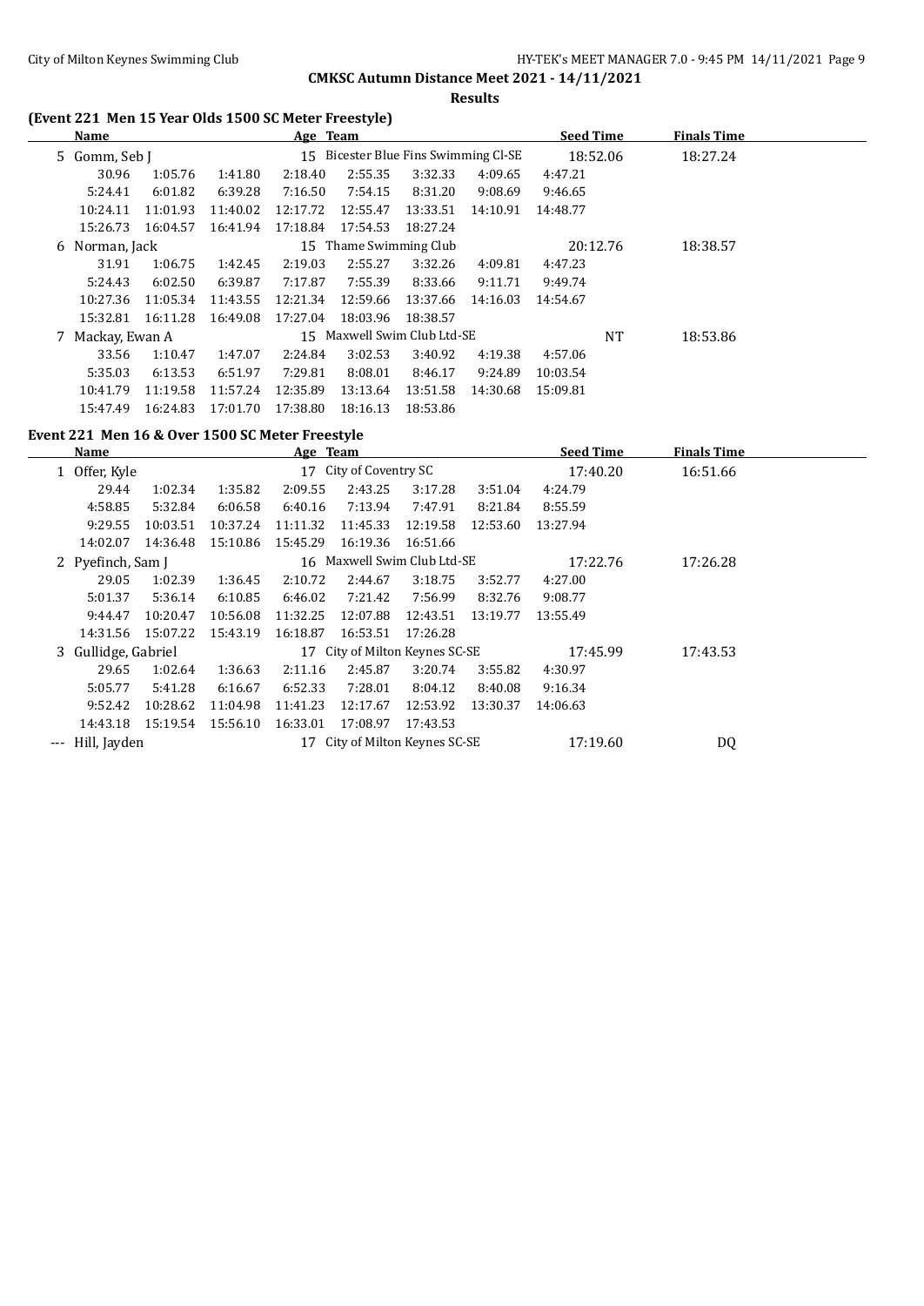**CMKSC Autumn Distance Meet 2021 - 14/11/2021**

**Results**

### (Event 221 Men 15 Year Olds 1500 SC Meter Freestyle)

| | Name | | | Age | Team | | | Seed Time | Finals Time |
|---|---|---|---|---|---|---|---|---|---|
| 5 | Gomm, Seb J | | | 15 | Bicester Blue Fins Swimming Cl-SE | | | 18:52.06 | 18:27.24 |
| | 30.96 | 1:05.76 | 1:41.80 | 2:18.40 | 2:55.35 | 3:32.33 | 4:09.65 | 4:47.21 | |
| | 5:24.41 | 6:01.82 | 6:39.28 | 7:16.50 | 7:54.15 | 8:31.20 | 9:08.69 | 9:46.65 | |
| | 10:24.11 | 11:01.93 | 11:40.02 | 12:17.72 | 12:55.47 | 13:33.51 | 14:10.91 | 14:48.77 | |
| | 15:26.73 | 16:04.57 | 16:41.94 | 17:18.84 | 17:54.53 | 18:27.24 | | | |
| 6 | Norman, Jack | | | 15 | Thame Swimming Club | | | 20:12.76 | 18:38.57 |
| | 31.91 | 1:06.75 | 1:42.45 | 2:19.03 | 2:55.27 | 3:32.26 | 4:09.81 | 4:47.23 | |
| | 5:24.43 | 6:02.50 | 6:39.87 | 7:17.87 | 7:55.39 | 8:33.66 | 9:11.71 | 9:49.74 | |
| | 10:27.36 | 11:05.34 | 11:43.55 | 12:21.34 | 12:59.66 | 13:37.66 | 14:16.03 | 14:54.67 | |
| | 15:32.81 | 16:11.28 | 16:49.08 | 17:27.04 | 18:03.96 | 18:38.57 | | | |
| 7 | Mackay, Ewan A | | | 15 | Maxwell Swim Club Ltd-SE | | | NT | 18:53.86 |
| | 33.56 | 1:10.47 | 1:47.07 | 2:24.84 | 3:02.53 | 3:40.92 | 4:19.38 | 4:57.06 | |
| | 5:35.03 | 6:13.53 | 6:51.97 | 7:29.81 | 8:08.01 | 8:46.17 | 9:24.89 | 10:03.54 | |
| | 10:41.79 | 11:19.58 | 11:57.24 | 12:35.89 | 13:13.64 | 13:51.58 | 14:30.68 | 15:09.81 | |
| | 15:47.49 | 16:24.83 | 17:01.70 | 17:38.80 | 18:16.13 | 18:53.86 | | | |

### Event 221 Men 16 & Over 1500 SC Meter Freestyle

| | Name | | | Age | Team | | | Seed Time | Finals Time |
|---|---|---|---|---|---|---|---|---|---|
| 1 | Offer, Kyle | | | 17 | City of Coventry SC | | | 17:40.20 | 16:51.66 |
| | 29.44 | 1:02.34 | 1:35.82 | 2:09.55 | 2:43.25 | 3:17.28 | 3:51.04 | 4:24.79 | |
| | 4:58.85 | 5:32.84 | 6:06.58 | 6:40.16 | 7:13.94 | 7:47.91 | 8:21.84 | 8:55.59 | |
| | 9:29.55 | 10:03.51 | 10:37.24 | 11:11.32 | 11:45.33 | 12:19.58 | 12:53.60 | 13:27.94 | |
| | 14:02.07 | 14:36.48 | 15:10.86 | 15:45.29 | 16:19.36 | 16:51.66 | | | |
| 2 | Pyefinch, Sam J | | | 16 | Maxwell Swim Club Ltd-SE | | | 17:22.76 | 17:26.28 |
| | 29.05 | 1:02.39 | 1:36.45 | 2:10.72 | 2:44.67 | 3:18.75 | 3:52.77 | 4:27.00 | |
| | 5:01.37 | 5:36.14 | 6:10.85 | 6:46.02 | 7:21.42 | 7:56.99 | 8:32.76 | 9:08.77 | |
| | 9:44.47 | 10:20.47 | 10:56.08 | 11:32.25 | 12:07.88 | 12:43.51 | 13:19.77 | 13:55.49 | |
| | 14:31.56 | 15:07.22 | 15:43.19 | 16:18.87 | 16:53.51 | 17:26.28 | | | |
| 3 | Gullidge, Gabriel | | | 17 | City of Milton Keynes SC-SE | | | 17:45.99 | 17:43.53 |
| | 29.65 | 1:02.64 | 1:36.63 | 2:11.16 | 2:45.87 | 3:20.74 | 3:55.82 | 4:30.97 | |
| | 5:05.77 | 5:41.28 | 6:16.67 | 6:52.33 | 7:28.01 | 8:04.12 | 8:40.08 | 9:16.34 | |
| | 9:52.42 | 10:28.62 | 11:04.98 | 11:41.23 | 12:17.67 | 12:53.92 | 13:30.37 | 14:06.63 | |
| | 14:43.18 | 15:19.54 | 15:56.10 | 16:33.01 | 17:08.97 | 17:43.53 | | | |
| --- | Hill, Jayden | | | 17 | City of Milton Keynes SC-SE | | | 17:19.60 | DQ |